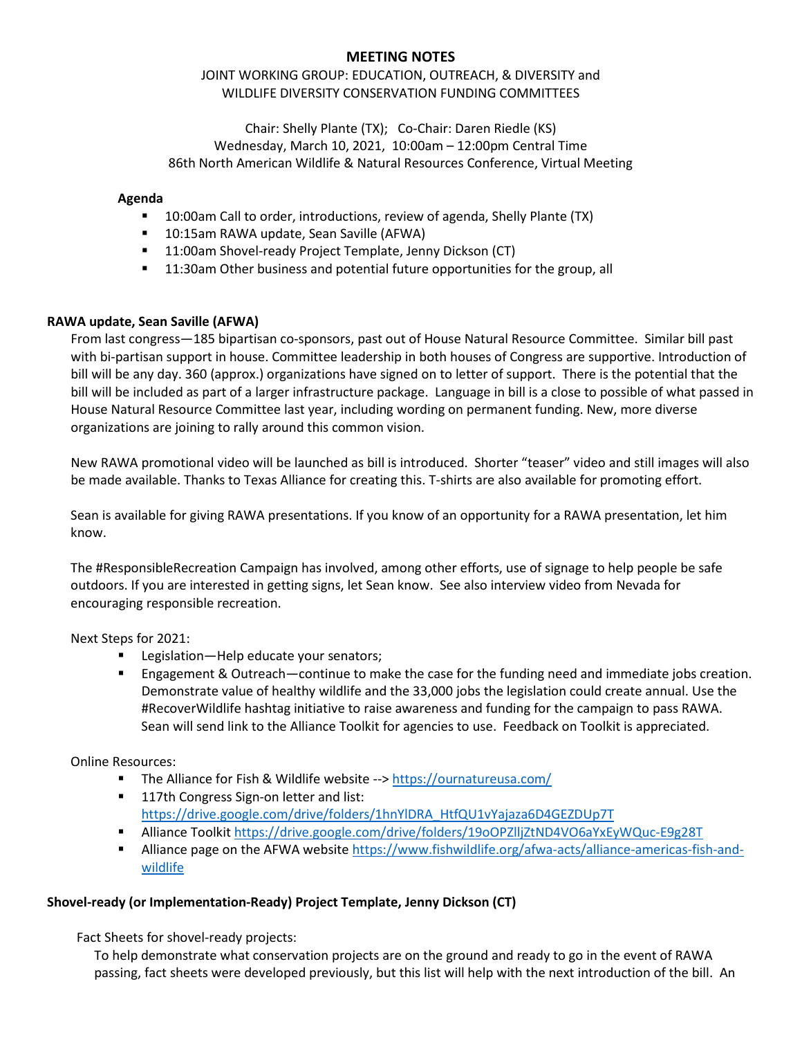**MEETING NOTES**

JOINT WORKING GROUP: EDUCATION, OUTREACH, & DIVERSITY and
WILDLIFE DIVERSITY CONSERVATION FUNDING COMMITTEES

Chair: Shelly Plante (TX); Co-Chair: Daren Riedle (KS)
Wednesday, March 10, 2021, 10:00am – 12:00pm Central Time
86th North American Wildlife & Natural Resources Conference, Virtual Meeting

**Agenda**

- 10:00am Call to order, introductions, review of agenda, Shelly Plante (TX)
- 10:15am RAWA update, Sean Saville (AFWA)
- 11:00am Shovel-ready Project Template, Jenny Dickson (CT)
- 11:30am Other business and potential future opportunities for the group, all

**RAWA update, Sean Saville (AFWA)**

From last congress—185 bipartisan co-sponsors, past out of House Natural Resource Committee. Similar bill past with bi-partisan support in house. Committee leadership in both houses of Congress are supportive. Introduction of bill will be any day. 360 (approx.) organizations have signed on to letter of support. There is the potential that the bill will be included as part of a larger infrastructure package. Language in bill is a close to possible of what passed in House Natural Resource Committee last year, including wording on permanent funding. New, more diverse organizations are joining to rally around this common vision.

New RAWA promotional video will be launched as bill is introduced. Shorter "teaser" video and still images will also be made available. Thanks to Texas Alliance for creating this. T-shirts are also available for promoting effort.

Sean is available for giving RAWA presentations. If you know of an opportunity for a RAWA presentation, let him know.

The #ResponsibleRecreation Campaign has involved, among other efforts, use of signage to help people be safe outdoors. If you are interested in getting signs, let Sean know. See also interview video from Nevada for encouraging responsible recreation.

Next Steps for 2021:

- Legislation—Help educate your senators;
- Engagement & Outreach—continue to make the case for the funding need and immediate jobs creation. Demonstrate value of healthy wildlife and the 33,000 jobs the legislation could create annual. Use the #RecoverWildlife hashtag initiative to raise awareness and funding for the campaign to pass RAWA. Sean will send link to the Alliance Toolkit for agencies to use. Feedback on Toolkit is appreciated.

Online Resources:

- The Alliance for Fish & Wildlife website --> https://ournatureusa.com/
- 117th Congress Sign-on letter and list: https://drive.google.com/drive/folders/1hnYlDRA_HtfQU1vYajaza6D4GEZDUp7T
- Alliance Toolkit https://drive.google.com/drive/folders/19oOPZlljZtND4VO6aYxEyWQuc-E9g28T
- Alliance page on the AFWA website https://www.fishwildlife.org/afwa-acts/alliance-americas-fish-and-wildlife

**Shovel-ready (or Implementation-Ready) Project Template, Jenny Dickson (CT)**

Fact Sheets for shovel-ready projects:

To help demonstrate what conservation projects are on the ground and ready to go in the event of RAWA passing, fact sheets were developed previously, but this list will help with the next introduction of the bill. An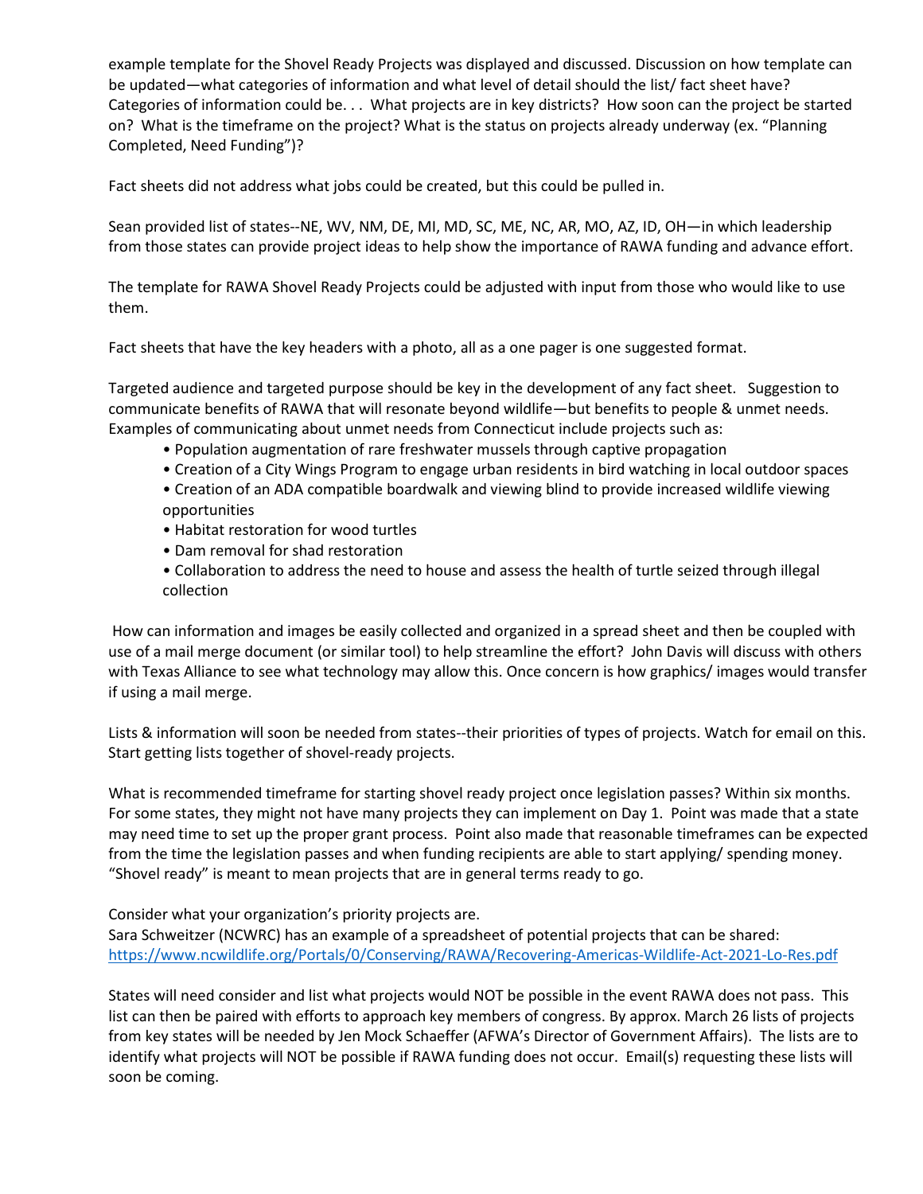example template for the Shovel Ready Projects was displayed and discussed. Discussion on how template can be updated—what categories of information and what level of detail should the list/ fact sheet have? Categories of information could be. . . What projects are in key districts? How soon can the project be started on? What is the timeframe on the project? What is the status on projects already underway (ex. "Planning Completed, Need Funding")?

Fact sheets did not address what jobs could be created, but this could be pulled in.

Sean provided list of states--NE, WV, NM, DE, MI, MD, SC, ME, NC, AR, MO, AZ, ID, OH—in which leadership from those states can provide project ideas to help show the importance of RAWA funding and advance effort.

The template for RAWA Shovel Ready Projects could be adjusted with input from those who would like to use them.

Fact sheets that have the key headers with a photo, all as a one pager is one suggested format.

Targeted audience and targeted purpose should be key in the development of any fact sheet. Suggestion to communicate benefits of RAWA that will resonate beyond wildlife—but benefits to people & unmet needs. Examples of communicating about unmet needs from Connecticut include projects such as:

- Population augmentation of rare freshwater mussels through captive propagation
- Creation of a City Wings Program to engage urban residents in bird watching in local outdoor spaces
- Creation of an ADA compatible boardwalk and viewing blind to provide increased wildlife viewing opportunities
- Habitat restoration for wood turtles
- Dam removal for shad restoration
- Collaboration to address the need to house and assess the health of turtle seized through illegal collection

How can information and images be easily collected and organized in a spread sheet and then be coupled with use of a mail merge document (or similar tool) to help streamline the effort? John Davis will discuss with others with Texas Alliance to see what technology may allow this. Once concern is how graphics/ images would transfer if using a mail merge.

Lists & information will soon be needed from states--their priorities of types of projects. Watch for email on this. Start getting lists together of shovel-ready projects.

What is recommended timeframe for starting shovel ready project once legislation passes? Within six months. For some states, they might not have many projects they can implement on Day 1. Point was made that a state may need time to set up the proper grant process. Point also made that reasonable timeframes can be expected from the time the legislation passes and when funding recipients are able to start applying/ spending money. "Shovel ready" is meant to mean projects that are in general terms ready to go.

Consider what your organization's priority projects are.
Sara Schweitzer (NCWRC) has an example of a spreadsheet of potential projects that can be shared: https://www.ncwildlife.org/Portals/0/Conserving/RAWA/Recovering-Americas-Wildlife-Act-2021-Lo-Res.pdf

States will need consider and list what projects would NOT be possible in the event RAWA does not pass. This list can then be paired with efforts to approach key members of congress. By approx. March 26 lists of projects from key states will be needed by Jen Mock Schaeffer (AFWA's Director of Government Affairs). The lists are to identify what projects will NOT be possible if RAWA funding does not occur. Email(s) requesting these lists will soon be coming.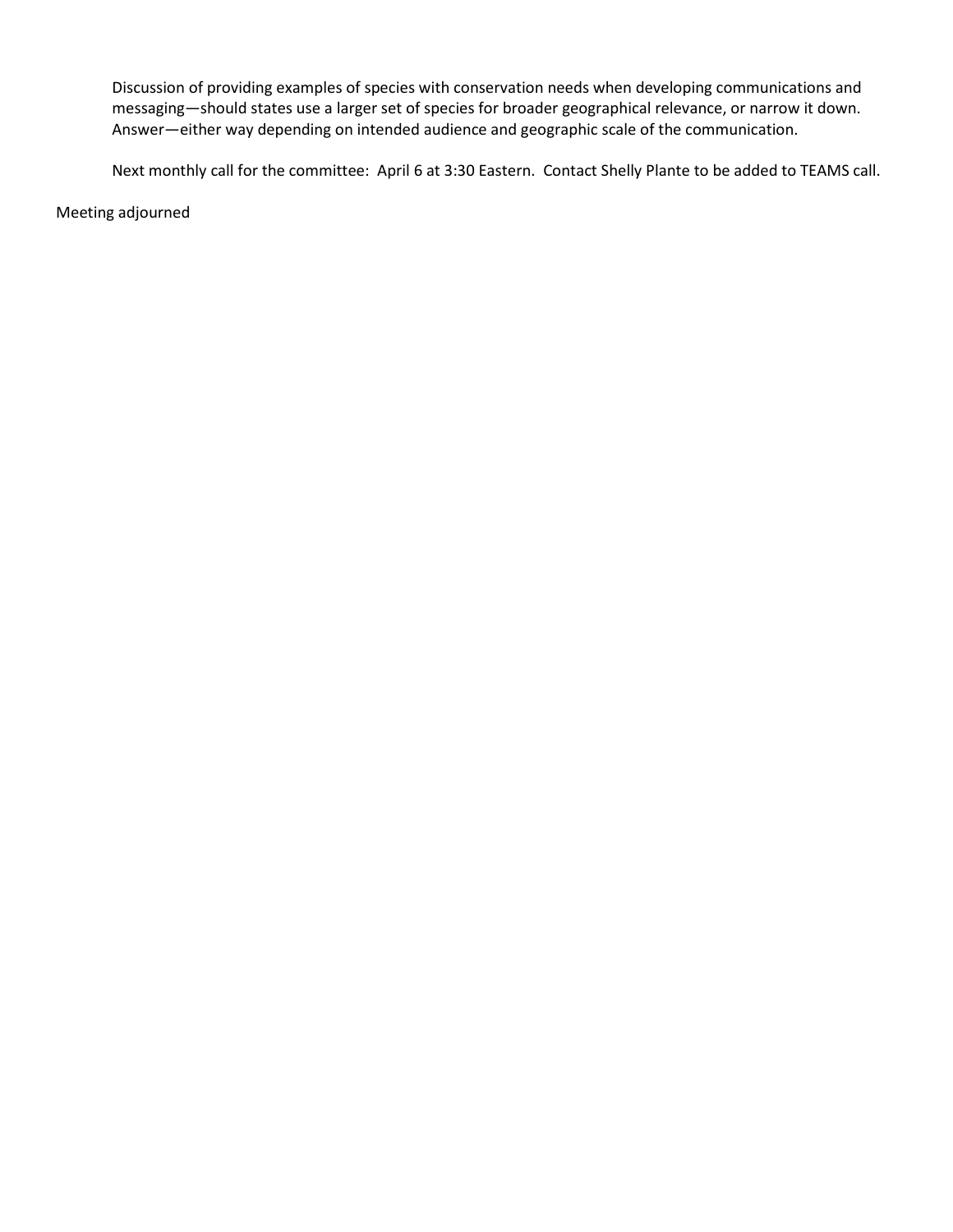Discussion of providing examples of species with conservation needs when developing communications and messaging—should states use a larger set of species for broader geographical relevance, or narrow it down. Answer—either way depending on intended audience and geographic scale of the communication.

Next monthly call for the committee: April 6 at 3:30 Eastern. Contact Shelly Plante to be added to TEAMS call.

Meeting adjourned